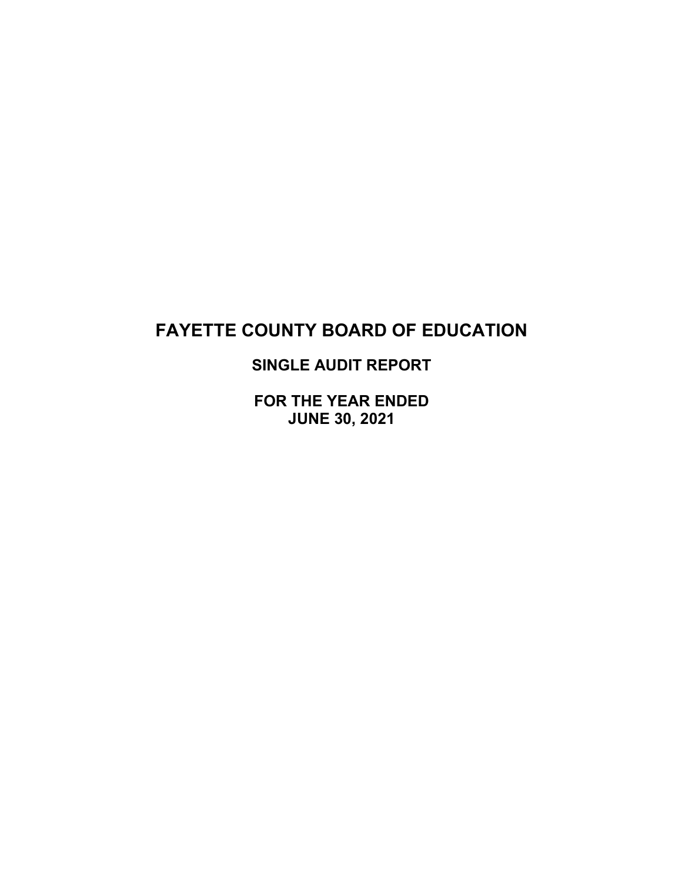# FAYETTE COUNTY BOARD OF EDUCATION

## SINGLE AUDIT REPORT

## FOR THE YEAR ENDED
## JUNE 30, 2021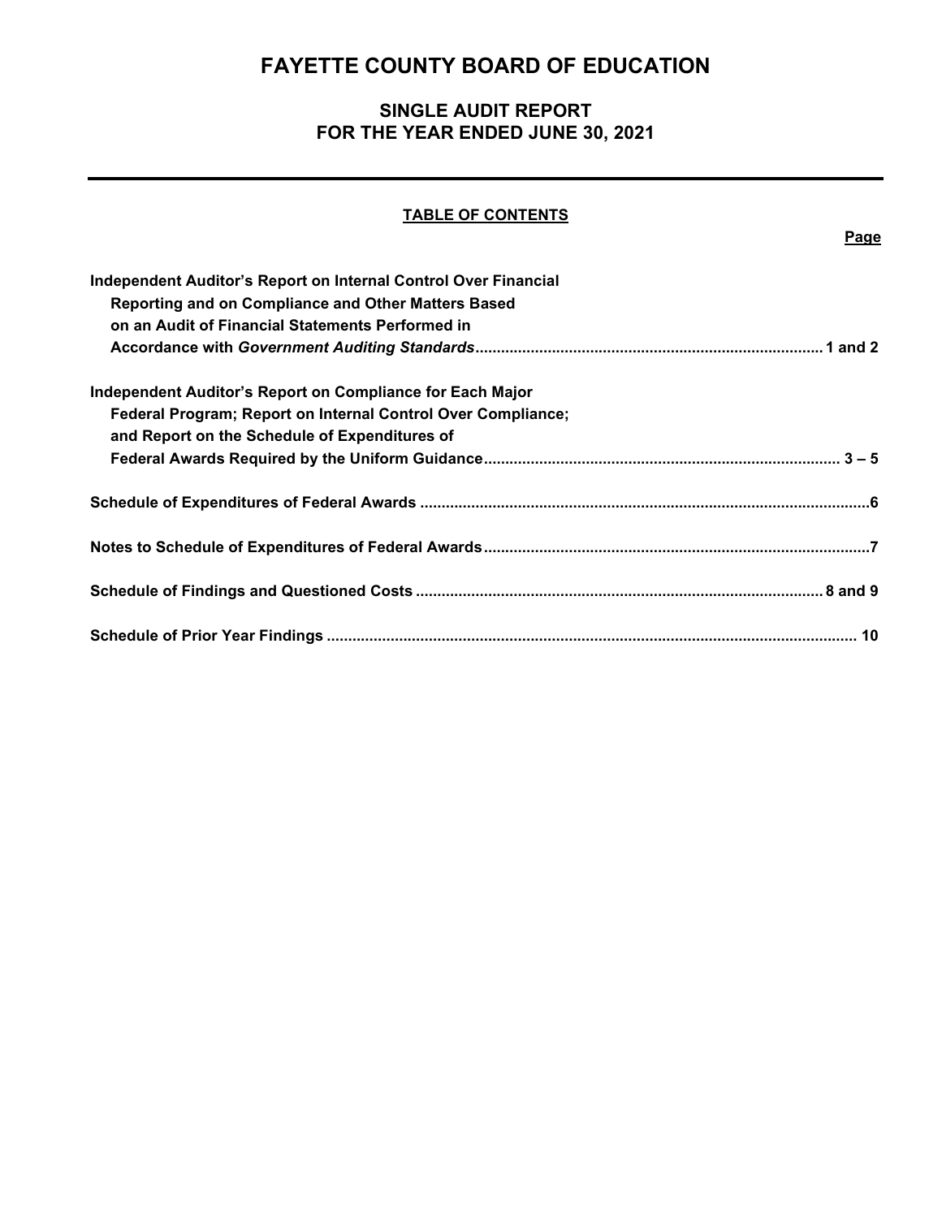# FAYETTE COUNTY BOARD OF EDUCATION

## SINGLE AUDIT REPORT
## FOR THE YEAR ENDED JUNE 30, 2021

### TABLE OF CONTENTS

| | Page |
|---|---|
| **Independent Auditor's Report on Internal Control Over Financial Reporting and on Compliance and Other Matters Based on an Audit of Financial Statements Performed in Accordance with *Government Auditing Standards*** | **1 and 2** |
| **Independent Auditor's Report on Compliance for Each Major Federal Program; Report on Internal Control Over Compliance; and Report on the Schedule of Expenditures of Federal Awards Required by the Uniform Guidance** | **3 – 5** |
| **Schedule of Expenditures of Federal Awards** | **6** |
| **Notes to Schedule of Expenditures of Federal Awards** | **7** |
| **Schedule of Findings and Questioned Costs** | **8 and 9** |
| **Schedule of Prior Year Findings** | **10** |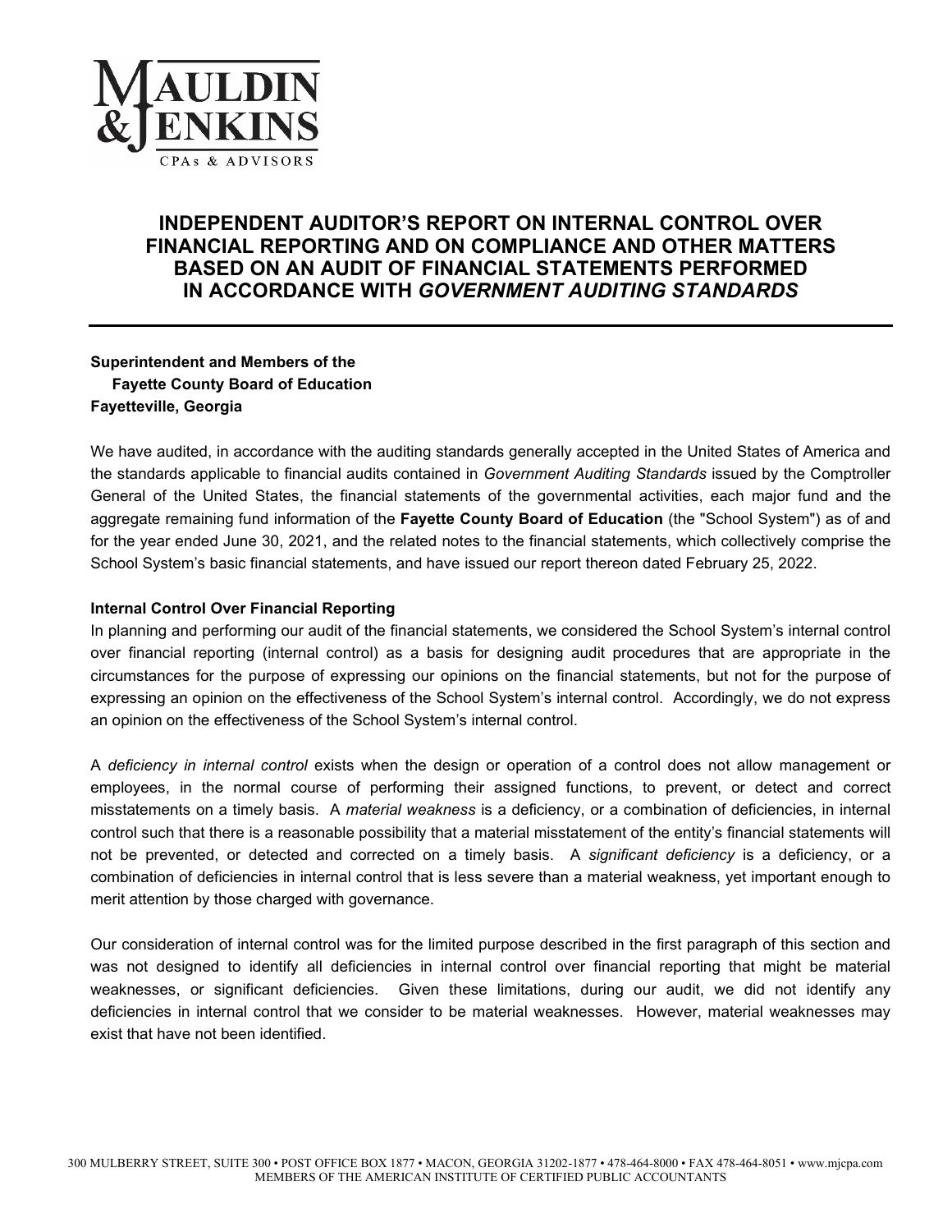# INDEPENDENT AUDITOR'S REPORT ON INTERNAL CONTROL OVER FINANCIAL REPORTING AND ON COMPLIANCE AND OTHER MATTERS BASED ON AN AUDIT OF FINANCIAL STATEMENTS PERFORMED IN ACCORDANCE WITH *GOVERNMENT AUDITING STANDARDS*

**Superintendent and Members of the**
**Fayette County Board of Education**
**Fayetteville, Georgia**

We have audited, in accordance with the auditing standards generally accepted in the United States of America and the standards applicable to financial audits contained in *Government Auditing Standards* issued by the Comptroller General of the United States, the financial statements of the governmental activities, each major fund and the aggregate remaining fund information of the **Fayette County Board of Education** (the "School System") as of and for the year ended June 30, 2021, and the related notes to the financial statements, which collectively comprise the School System's basic financial statements, and have issued our report thereon dated February 25, 2022.

**Internal Control Over Financial Reporting**

In planning and performing our audit of the financial statements, we considered the School System's internal control over financial reporting (internal control) as a basis for designing audit procedures that are appropriate in the circumstances for the purpose of expressing our opinions on the financial statements, but not for the purpose of expressing an opinion on the effectiveness of the School System's internal control. Accordingly, we do not express an opinion on the effectiveness of the School System's internal control.

A *deficiency in internal control* exists when the design or operation of a control does not allow management or employees, in the normal course of performing their assigned functions, to prevent, or detect and correct misstatements on a timely basis. A *material weakness* is a deficiency, or a combination of deficiencies, in internal control such that there is a reasonable possibility that a material misstatement of the entity's financial statements will not be prevented, or detected and corrected on a timely basis. A *significant deficiency* is a deficiency, or a combination of deficiencies in internal control that is less severe than a material weakness, yet important enough to merit attention by those charged with governance.

Our consideration of internal control was for the limited purpose described in the first paragraph of this section and was not designed to identify all deficiencies in internal control over financial reporting that might be material weaknesses, or significant deficiencies. Given these limitations, during our audit, we did not identify any deficiencies in internal control that we consider to be material weaknesses. However, material weaknesses may exist that have not been identified.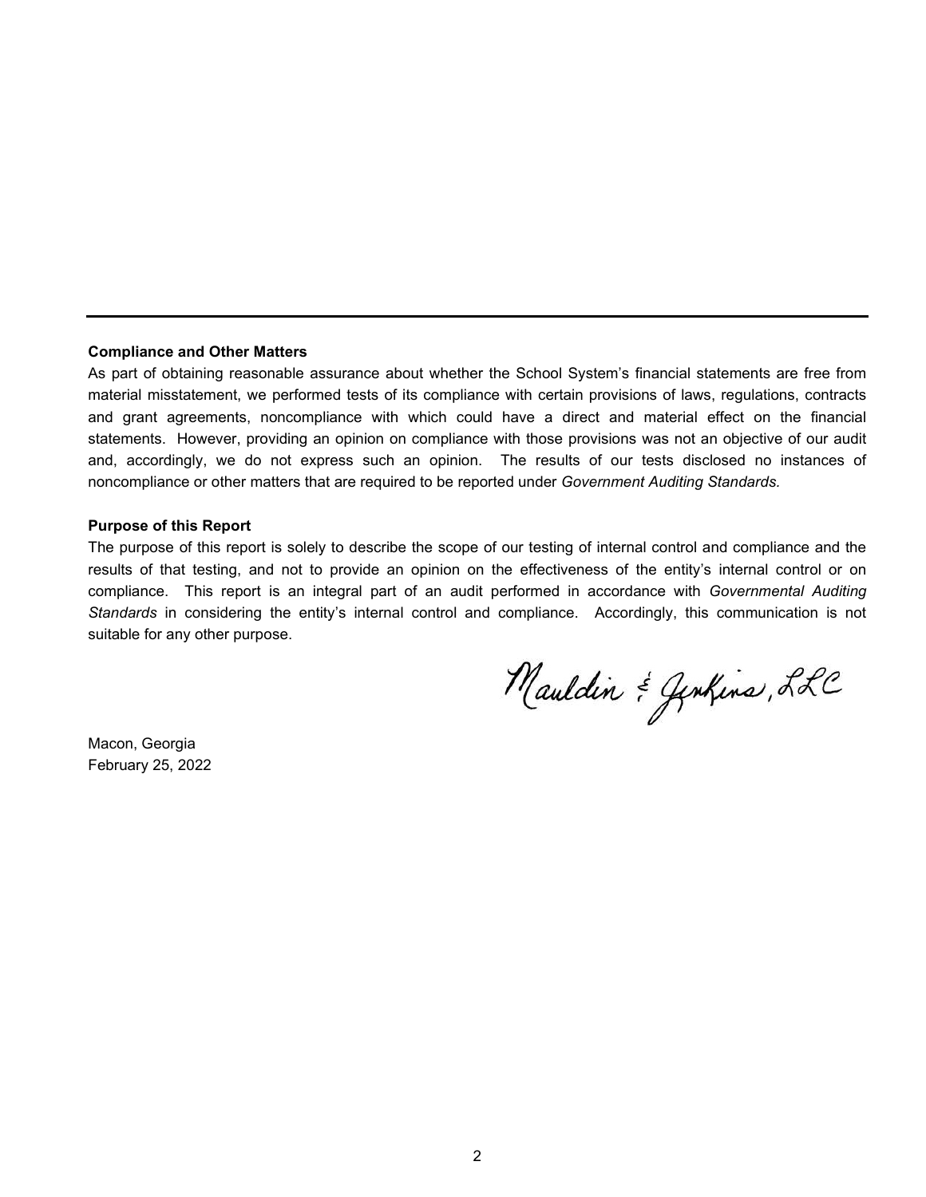**Compliance and Other Matters**

As part of obtaining reasonable assurance about whether the School System's financial statements are free from material misstatement, we performed tests of its compliance with certain provisions of laws, regulations, contracts and grant agreements, noncompliance with which could have a direct and material effect on the financial statements. However, providing an opinion on compliance with those provisions was not an objective of our audit and, accordingly, we do not express such an opinion. The results of our tests disclosed no instances of noncompliance or other matters that are required to be reported under *Government Auditing Standards.*

**Purpose of this Report**

The purpose of this report is solely to describe the scope of our testing of internal control and compliance and the results of that testing, and not to provide an opinion on the effectiveness of the entity's internal control or on compliance. This report is an integral part of an audit performed in accordance with *Governmental Auditing Standards* in considering the entity's internal control and compliance. Accordingly, this communication is not suitable for any other purpose.

Mauldin & Jenkins, LLC

Macon, Georgia
February 25, 2022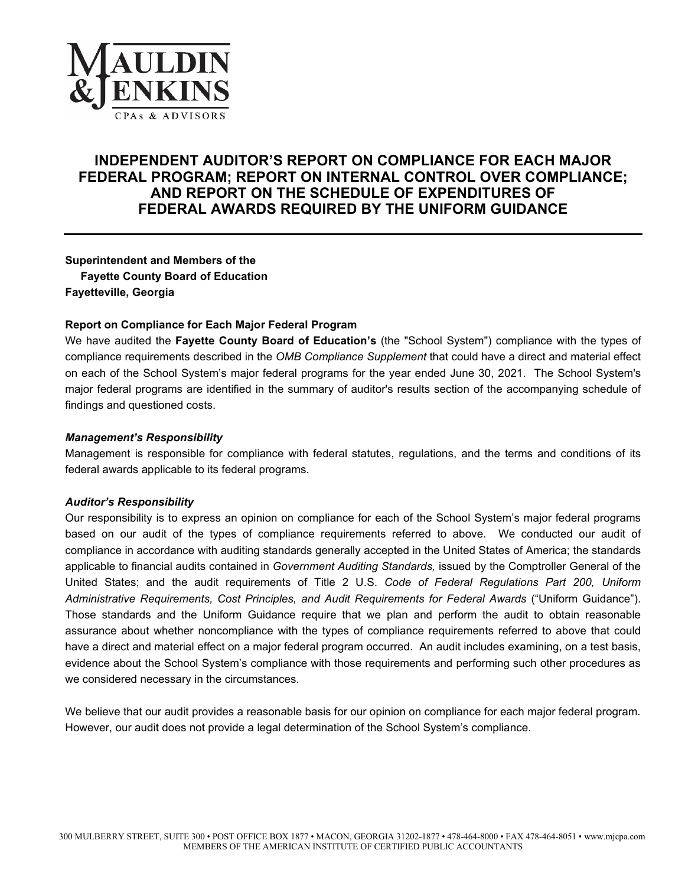# INDEPENDENT AUDITOR'S REPORT ON COMPLIANCE FOR EACH MAJOR FEDERAL PROGRAM; REPORT ON INTERNAL CONTROL OVER COMPLIANCE; AND REPORT ON THE SCHEDULE OF EXPENDITURES OF FEDERAL AWARDS REQUIRED BY THE UNIFORM GUIDANCE

**Superintendent and Members of the**
**Fayette County Board of Education**
**Fayetteville, Georgia**

**Report on Compliance for Each Major Federal Program**

We have audited the **Fayette County Board of Education's** (the "School System") compliance with the types of compliance requirements described in the *OMB Compliance Supplement* that could have a direct and material effect on each of the School System's major federal programs for the year ended June 30, 2021. The School System's major federal programs are identified in the summary of auditor's results section of the accompanying schedule of findings and questioned costs.

***Management's Responsibility***

Management is responsible for compliance with federal statutes, regulations, and the terms and conditions of its federal awards applicable to its federal programs.

***Auditor's Responsibility***

Our responsibility is to express an opinion on compliance for each of the School System's major federal programs based on our audit of the types of compliance requirements referred to above. We conducted our audit of compliance in accordance with auditing standards generally accepted in the United States of America; the standards applicable to financial audits contained in *Government Auditing Standards,* issued by the Comptroller General of the United States; and the audit requirements of Title 2 U.S. *Code of Federal Regulations Part 200, Uniform Administrative Requirements, Cost Principles, and Audit Requirements for Federal Awards* ("Uniform Guidance"). Those standards and the Uniform Guidance require that we plan and perform the audit to obtain reasonable assurance about whether noncompliance with the types of compliance requirements referred to above that could have a direct and material effect on a major federal program occurred. An audit includes examining, on a test basis, evidence about the School System's compliance with those requirements and performing such other procedures as we considered necessary in the circumstances.

We believe that our audit provides a reasonable basis for our opinion on compliance for each major federal program. However, our audit does not provide a legal determination of the School System's compliance.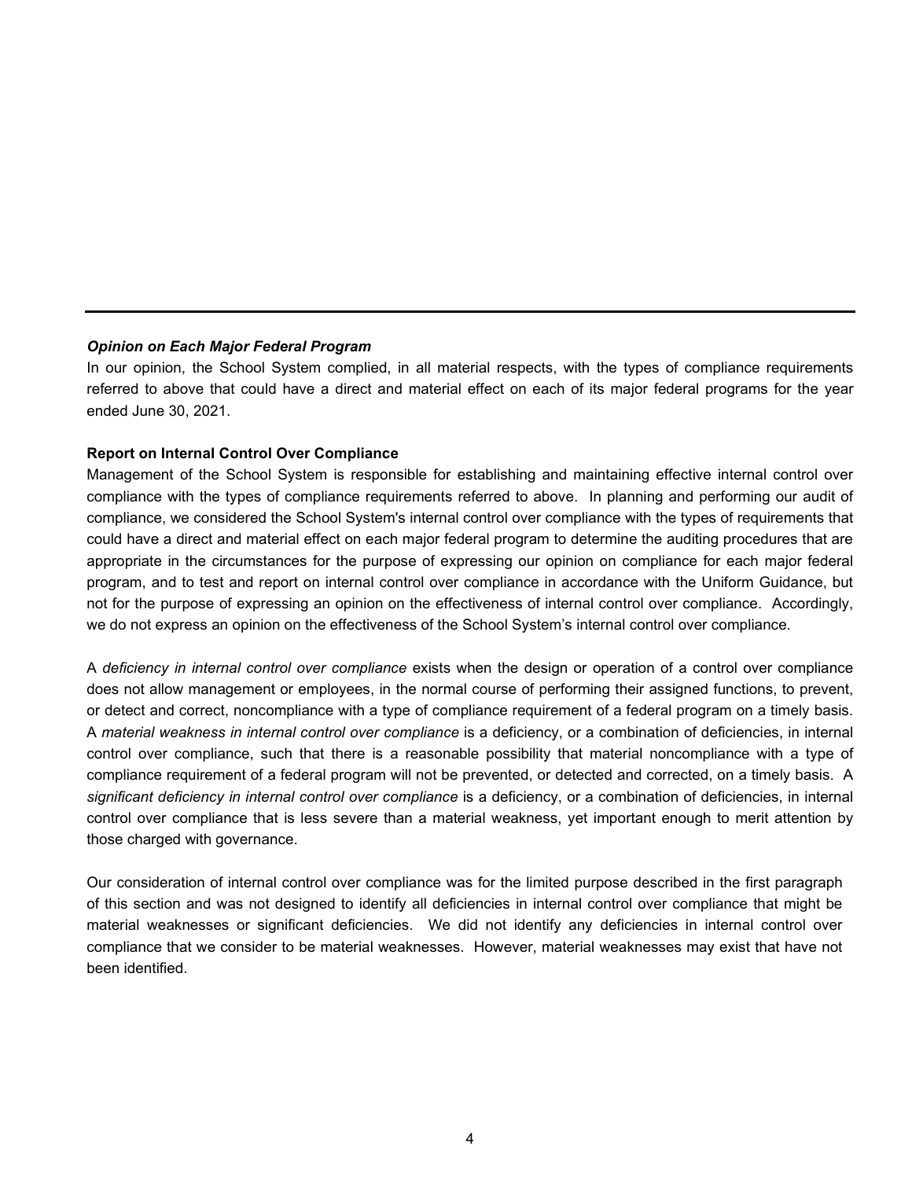***Opinion on Each Major Federal Program***

In our opinion, the School System complied, in all material respects, with the types of compliance requirements referred to above that could have a direct and material effect on each of its major federal programs for the year ended June 30, 2021.

**Report on Internal Control Over Compliance**

Management of the School System is responsible for establishing and maintaining effective internal control over compliance with the types of compliance requirements referred to above. In planning and performing our audit of compliance, we considered the School System's internal control over compliance with the types of requirements that could have a direct and material effect on each major federal program to determine the auditing procedures that are appropriate in the circumstances for the purpose of expressing our opinion on compliance for each major federal program, and to test and report on internal control over compliance in accordance with the Uniform Guidance, but not for the purpose of expressing an opinion on the effectiveness of internal control over compliance. Accordingly, we do not express an opinion on the effectiveness of the School System's internal control over compliance.

A *deficiency in internal control over compliance* exists when the design or operation of a control over compliance does not allow management or employees, in the normal course of performing their assigned functions, to prevent, or detect and correct, noncompliance with a type of compliance requirement of a federal program on a timely basis. A *material weakness in internal control over compliance* is a deficiency, or a combination of deficiencies, in internal control over compliance, such that there is a reasonable possibility that material noncompliance with a type of compliance requirement of a federal program will not be prevented, or detected and corrected, on a timely basis. A *significant deficiency in internal control over compliance* is a deficiency, or a combination of deficiencies, in internal control over compliance that is less severe than a material weakness, yet important enough to merit attention by those charged with governance.

Our consideration of internal control over compliance was for the limited purpose described in the first paragraph of this section and was not designed to identify all deficiencies in internal control over compliance that might be material weaknesses or significant deficiencies. We did not identify any deficiencies in internal control over compliance that we consider to be material weaknesses. However, material weaknesses may exist that have not been identified.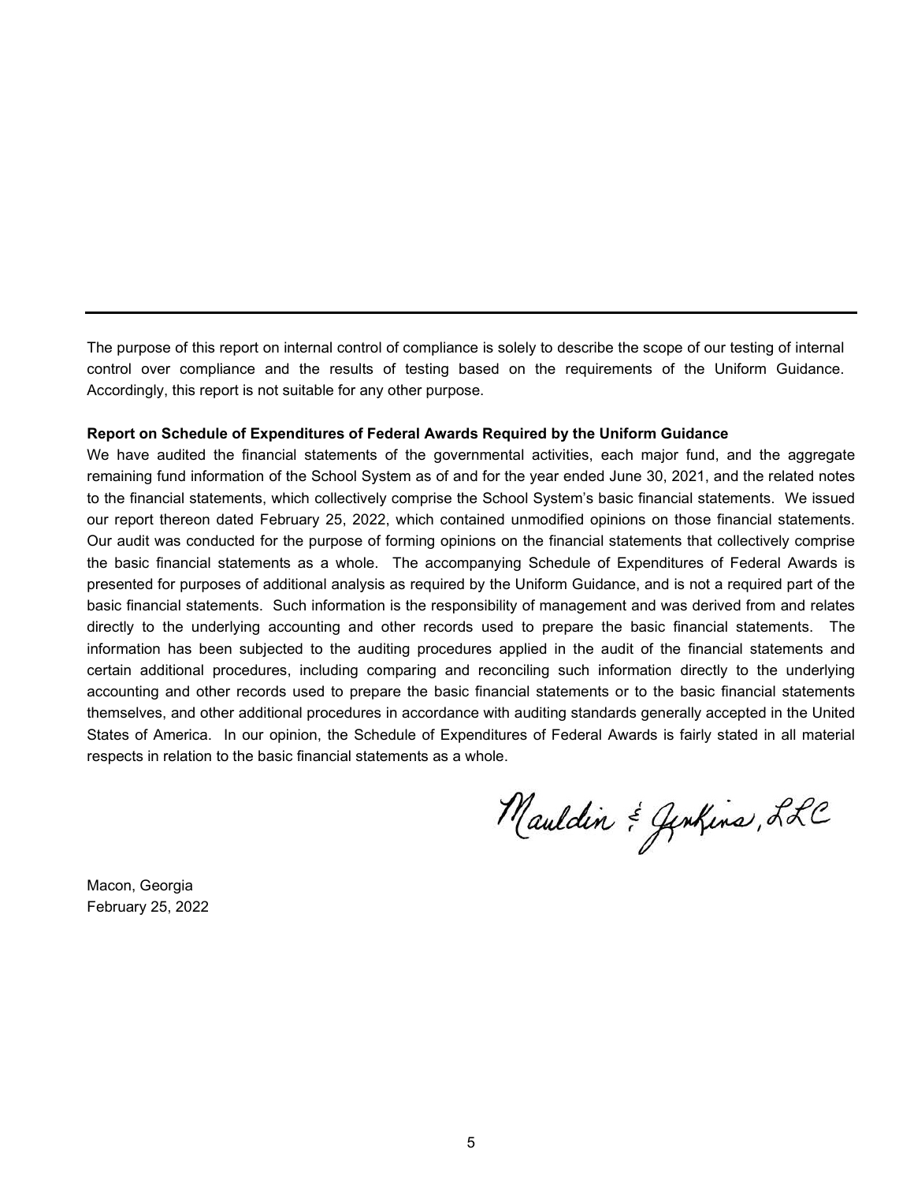---

The purpose of this report on internal control of compliance is solely to describe the scope of our testing of internal control over compliance and the results of testing based on the requirements of the Uniform Guidance. Accordingly, this report is not suitable for any other purpose.

**Report on Schedule of Expenditures of Federal Awards Required by the Uniform Guidance**

We have audited the financial statements of the governmental activities, each major fund, and the aggregate remaining fund information of the School System as of and for the year ended June 30, 2021, and the related notes to the financial statements, which collectively comprise the School System's basic financial statements. We issued our report thereon dated February 25, 2022, which contained unmodified opinions on those financial statements. Our audit was conducted for the purpose of forming opinions on the financial statements that collectively comprise the basic financial statements as a whole. The accompanying Schedule of Expenditures of Federal Awards is presented for purposes of additional analysis as required by the Uniform Guidance, and is not a required part of the basic financial statements. Such information is the responsibility of management and was derived from and relates directly to the underlying accounting and other records used to prepare the basic financial statements. The information has been subjected to the auditing procedures applied in the audit of the financial statements and certain additional procedures, including comparing and reconciling such information directly to the underlying accounting and other records used to prepare the basic financial statements or to the basic financial statements themselves, and other additional procedures in accordance with auditing standards generally accepted in the United States of America. In our opinion, the Schedule of Expenditures of Federal Awards is fairly stated in all material respects in relation to the basic financial statements as a whole.

Mauldin & Jenkins, LLC

Macon, Georgia
February 25, 2022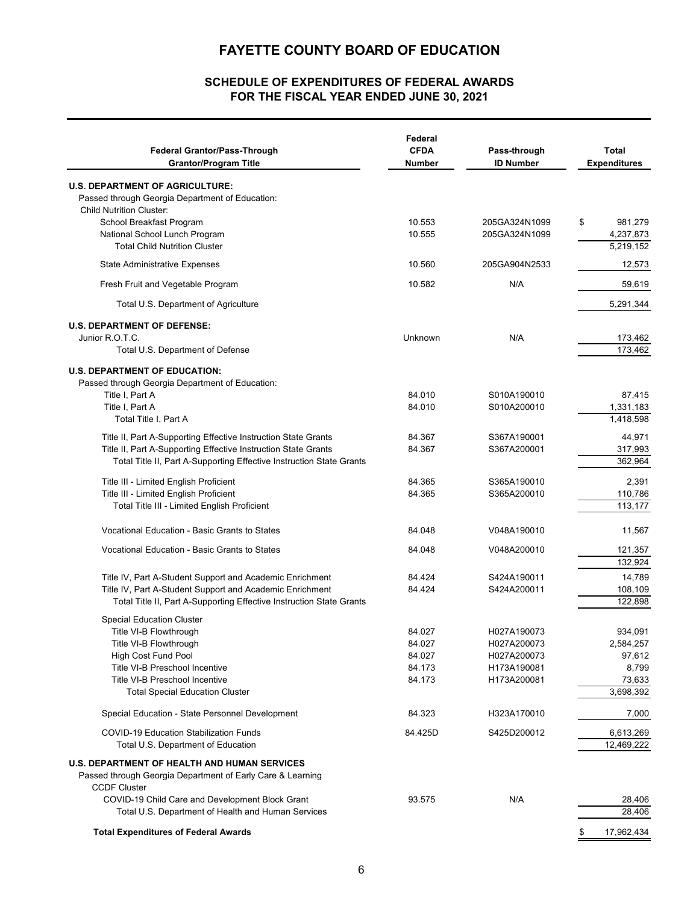# FAYETTE COUNTY BOARD OF EDUCATION

## SCHEDULE OF EXPENDITURES OF FEDERAL AWARDS
## FOR THE FISCAL YEAR ENDED JUNE 30, 2021

| Federal Grantor/Pass-Through Grantor/Program Title | Federal CFDA Number | Pass-through ID Number | Total Expenditures |
|---|---|---|---|
| **U.S. DEPARTMENT OF AGRICULTURE:** | | | |
| Passed through Georgia Department of Education: | | | |
| Child Nutrition Cluster: | | | |
| School Breakfast Program | 10.553 | 205GA324N1099 | $ 981,279 |
| National School Lunch Program | 10.555 | 205GA324N1099 | 4,237,873 |
| Total Child Nutrition Cluster | | | 5,219,152 |
| State Administrative Expenses | 10.560 | 205GA904N2533 | 12,573 |
| Fresh Fruit and Vegetable Program | 10.582 | N/A | 59,619 |
| Total U.S. Department of Agriculture | | | 5,291,344 |
| **U.S. DEPARTMENT OF DEFENSE:** | | | |
| Junior R.O.T.C. | Unknown | N/A | 173,462 |
| Total U.S. Department of Defense | | | 173,462 |
| **U.S. DEPARTMENT OF EDUCATION:** | | | |
| Passed through Georgia Department of Education: | | | |
| Title I, Part A | 84.010 | S010A190010 | 87,415 |
| Title I, Part A | 84.010 | S010A200010 | 1,331,183 |
| Total Title I, Part A | | | 1,418,598 |
| Title II, Part A-Supporting Effective Instruction State Grants | 84.367 | S367A190001 | 44,971 |
| Title II, Part A-Supporting Effective Instruction State Grants | 84.367 | S367A200001 | 317,993 |
| Total Title II, Part A-Supporting Effective Instruction State Grants | | | 362,964 |
| Title III - Limited English Proficient | 84.365 | S365A190010 | 2,391 |
| Title III - Limited English Proficient | 84.365 | S365A200010 | 110,786 |
| Total Title III - Limited English Proficient | | | 113,177 |
| Vocational Education - Basic Grants to States | 84.048 | V048A190010 | 11,567 |
| Vocational Education - Basic Grants to States | 84.048 | V048A200010 | 121,357 |
| | | | 132,924 |
| Title IV, Part A-Student Support and Academic Enrichment | 84.424 | S424A190011 | 14,789 |
| Title IV, Part A-Student Support and Academic Enrichment | 84.424 | S424A200011 | 108,109 |
| Total Title II, Part A-Supporting Effective Instruction State Grants | | | 122,898 |
| Special Education Cluster | | | |
| Title VI-B Flowthrough | 84.027 | H027A190073 | 934,091 |
| Title VI-B Flowthrough | 84.027 | H027A200073 | 2,584,257 |
| High Cost Fund Pool | 84.027 | H027A200073 | 97,612 |
| Title VI-B Preschool Incentive | 84.173 | H173A190081 | 8,799 |
| Title VI-B Preschool Incentive | 84.173 | H173A200081 | 73,633 |
| Total Special Education Cluster | | | 3,698,392 |
| Special Education - State Personnel Development | 84.323 | H323A170010 | 7,000 |
| COVID-19 Education Stabilization Funds | 84.425D | S425D200012 | 6,613,269 |
| Total U.S. Department of Education | | | 12,469,222 |
| **U.S. DEPARTMENT OF HEALTH AND HUMAN SERVICES** | | | |
| Passed through Georgia Department of Early Care & Learning | | | |
| CCDF Cluster | | | |
| COVID-19 Child Care and Development Block Grant | 93.575 | N/A | 28,406 |
| Total U.S. Department of Health and Human Services | | | 28,406 |
| **Total Expenditures of Federal Awards** | | | $ 17,962,434 |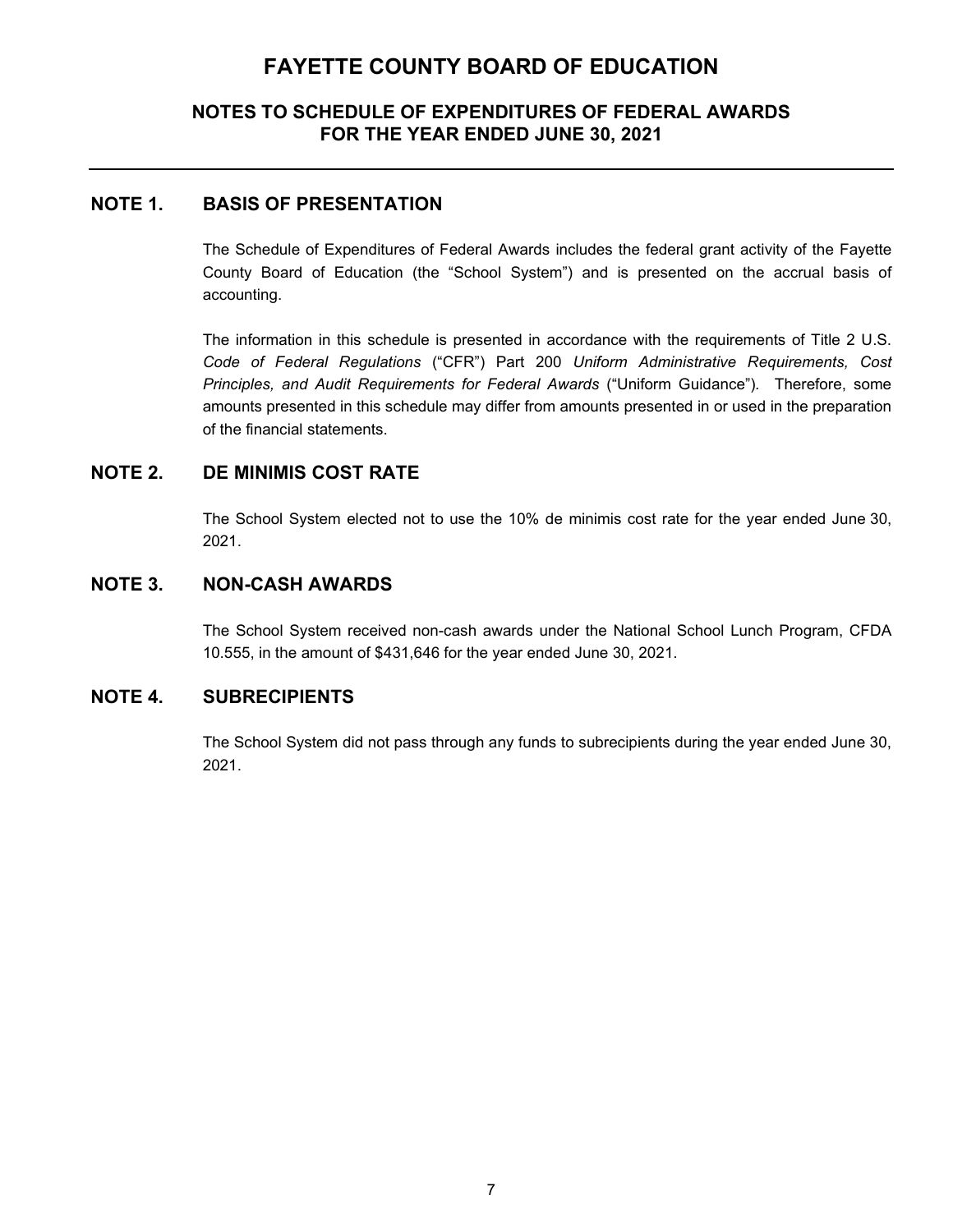# FAYETTE COUNTY BOARD OF EDUCATION

## NOTES TO SCHEDULE OF EXPENDITURES OF FEDERAL AWARDS FOR THE YEAR ENDED JUNE 30, 2021

---

## NOTE 1. BASIS OF PRESENTATION

The Schedule of Expenditures of Federal Awards includes the federal grant activity of the Fayette County Board of Education (the "School System") and is presented on the accrual basis of accounting.

The information in this schedule is presented in accordance with the requirements of Title 2 U.S. *Code of Federal Regulations* ("CFR") Part 200 *Uniform Administrative Requirements, Cost Principles, and Audit Requirements for Federal Awards* ("Uniform Guidance"). Therefore, some amounts presented in this schedule may differ from amounts presented in or used in the preparation of the financial statements.

## NOTE 2. DE MINIMIS COST RATE

The School System elected not to use the 10% de minimis cost rate for the year ended June 30, 2021.

## NOTE 3. NON-CASH AWARDS

The School System received non-cash awards under the National School Lunch Program, CFDA 10.555, in the amount of $431,646 for the year ended June 30, 2021.

## NOTE 4. SUBRECIPIENTS

The School System did not pass through any funds to subrecipients during the year ended June 30, 2021.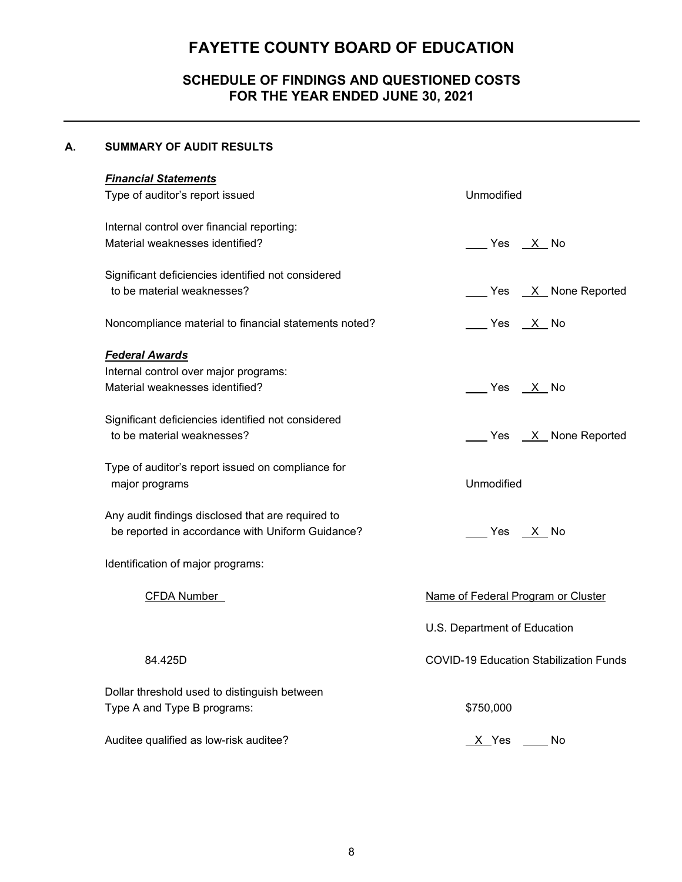# FAYETTE COUNTY BOARD OF EDUCATION

## SCHEDULE OF FINDINGS AND QUESTIONED COSTS
## FOR THE YEAR ENDED JUNE 30, 2021

### A. SUMMARY OF AUDIT RESULTS

***Financial Statements***

| | |
|---|---|
| Type of auditor's report issued | Unmodified |
| Internal control over financial reporting: Material weaknesses identified? | ___ Yes _X_ No |
| Significant deficiencies identified not considered to be material weaknesses? | ___ Yes _X_ None Reported |
| Noncompliance material to financial statements noted? | ___ Yes _X_ No |

***Federal Awards***

| | |
|---|---|
| Internal control over major programs: Material weaknesses identified? | ___ Yes _X_ No |
| Significant deficiencies identified not considered to be material weaknesses? | ___ Yes _X_ None Reported |
| Type of auditor's report issued on compliance for major programs | Unmodified |
| Any audit findings disclosed that are required to be reported in accordance with Uniform Guidance? | ___ Yes _X_ No |

Identification of major programs:

| CFDA Number | Name of Federal Program or Cluster |
|---|---|
| | U.S. Department of Education |
| 84.425D | COVID-19 Education Stabilization Funds |

| | |
|---|---|
| Dollar threshold used to distinguish between Type A and Type B programs: | $750,000 |
| Auditee qualified as low-risk auditee? | _X_ Yes ___ No |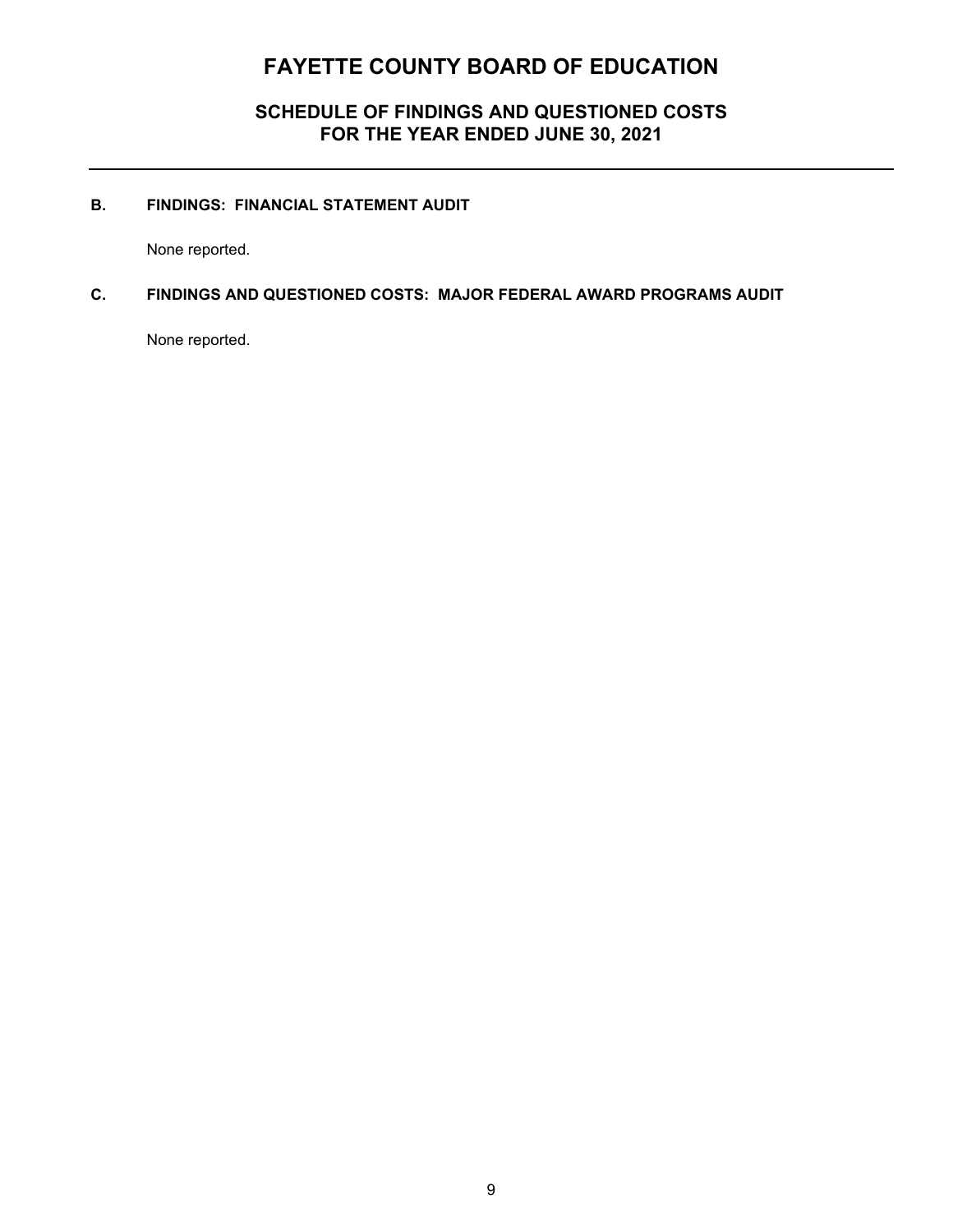# FAYETTE COUNTY BOARD OF EDUCATION

## SCHEDULE OF FINDINGS AND QUESTIONED COSTS
## FOR THE YEAR ENDED JUNE 30, 2021

### B. FINDINGS: FINANCIAL STATEMENT AUDIT

None reported.

### C. FINDINGS AND QUESTIONED COSTS: MAJOR FEDERAL AWARD PROGRAMS AUDIT

None reported.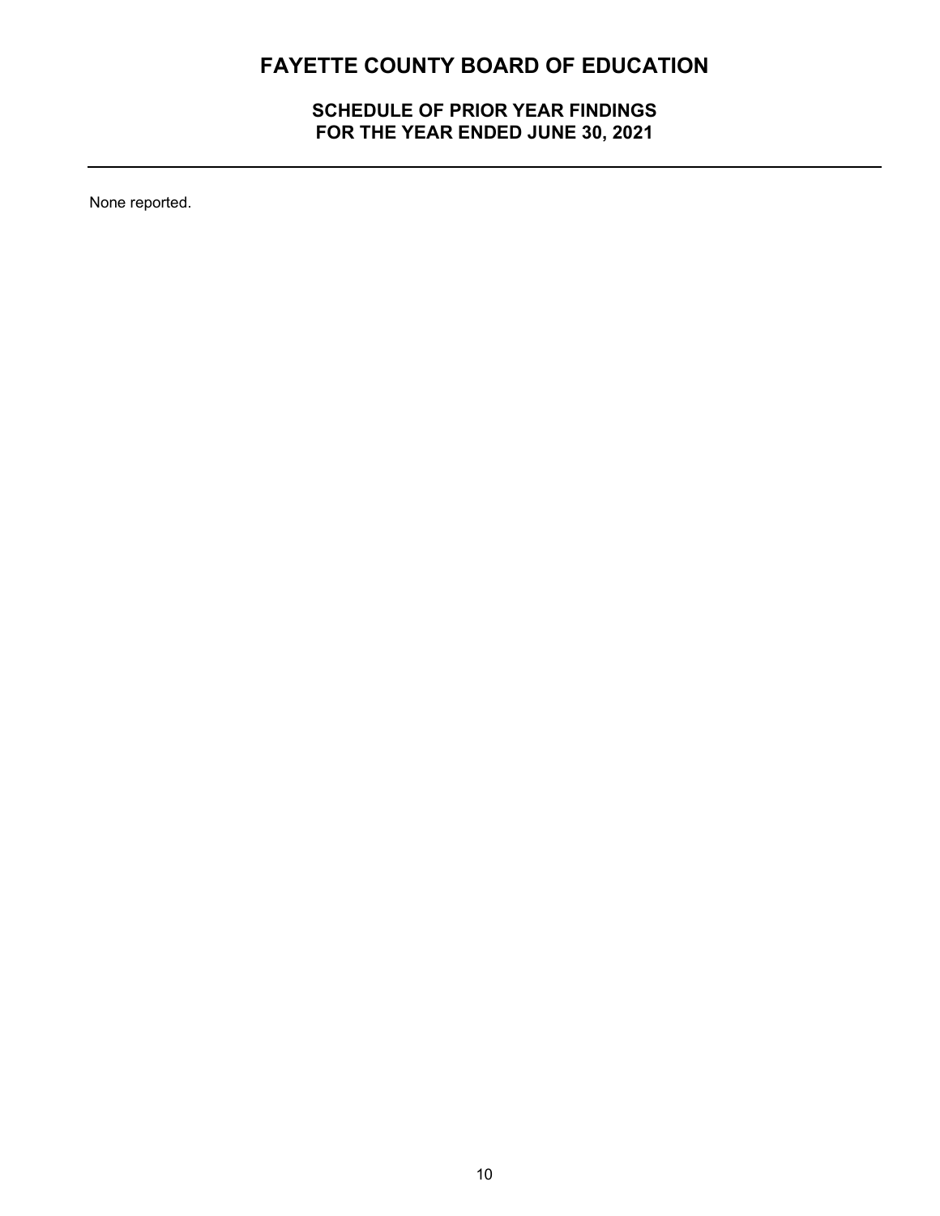# FAYETTE COUNTY BOARD OF EDUCATION

## SCHEDULE OF PRIOR YEAR FINDINGS
## FOR THE YEAR ENDED JUNE 30, 2021

---

None reported.